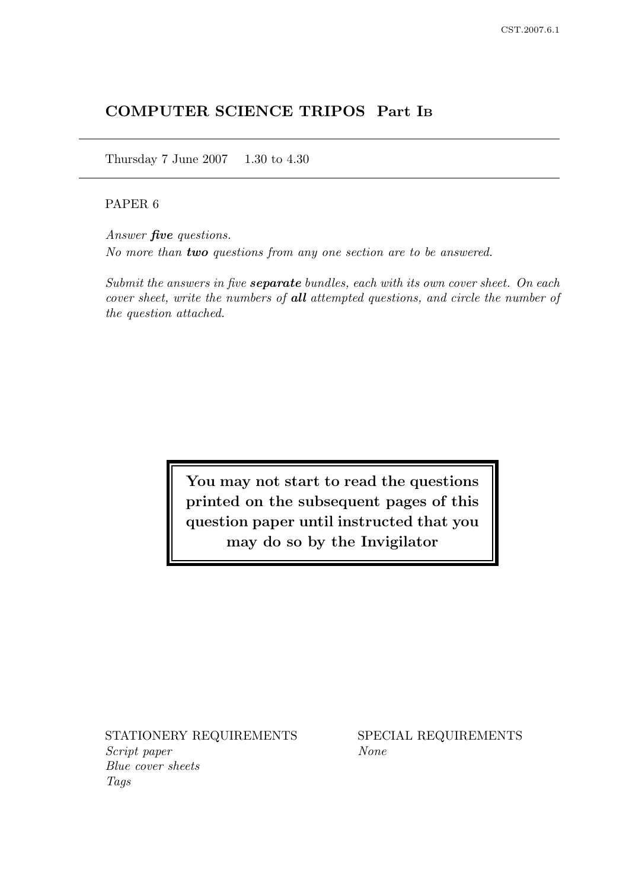# COMPUTER SCIENCE TRIPOS Part IB

Thursday 7 June 2007    1.30 to 4.30

PAPER 6

*Answer **five** questions.*

*No more than **two** questions from any one section are to be answered.*

*Submit the answers in five **separate** bundles, each with its own cover sheet. On each cover sheet, write the numbers of **all** attempted questions, and circle the number of the question attached.*

**You may not start to read the questions printed on the subsequent pages of this question paper until instructed that you may do so by the Invigilator**

STATIONERY REQUIREMENTS

*Script paper*
*Blue cover sheets*
*Tags*

SPECIAL REQUIREMENTS

*None*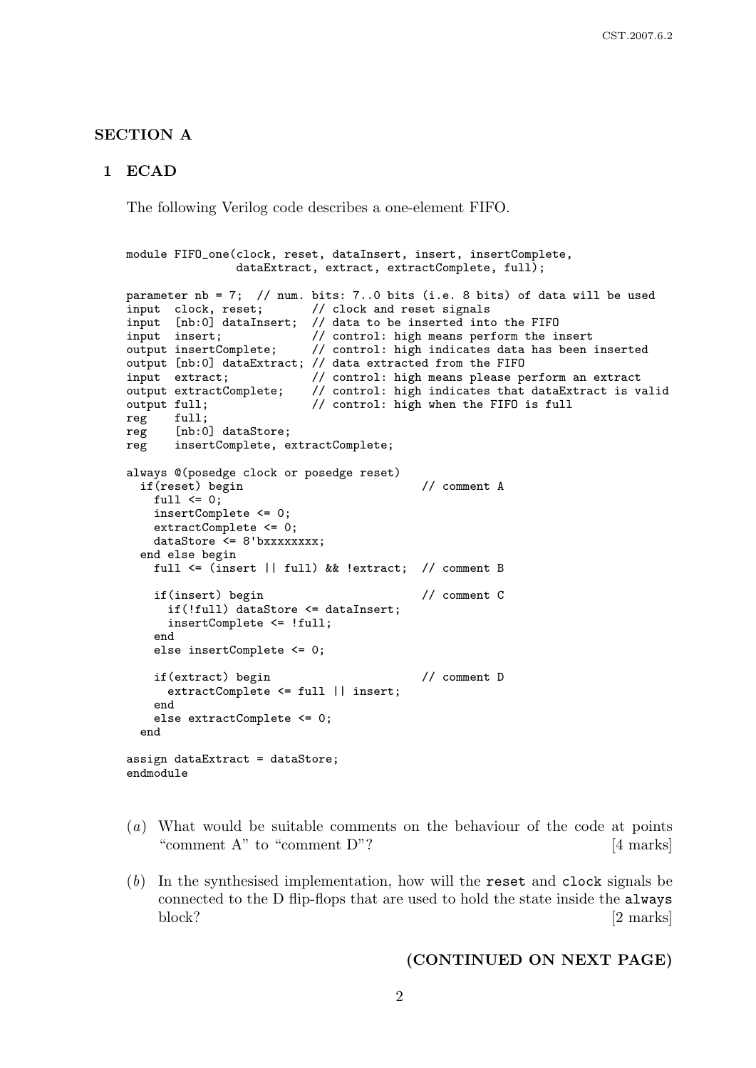## SECTION A

### 1 ECAD

The following Verilog code describes a one-element FIFO.

```
module FIFO_one(clock, reset, dataInsert, insert, insertComplete,
                dataExtract, extract, extractComplete, full);

parameter nb = 7;  // num. bits: 7..0 bits (i.e. 8 bits) of data will be used
input  clock, reset;       // clock and reset signals
input  [nb:0] dataInsert;  // data to be inserted into the FIFO
input  insert;             // control: high means perform the insert
output insertComplete;     // control: high indicates data has been inserted
output [nb:0] dataExtract; // data extracted from the FIFO
input  extract;            // control: high means please perform an extract
output extractComplete;    // control: high indicates that dataExtract is valid
output full;               // control: high when the FIFO is full
reg    full;
reg    [nb:0] dataStore;
reg    insertComplete, extractComplete;

always @(posedge clock or posedge reset)
  if(reset) begin                          // comment A
    full <= 0;
    insertComplete <= 0;
    extractComplete <= 0;
    dataStore <= 8'bxxxxxxxx;
  end else begin
    full <= (insert || full) && !extract;  // comment B

    if(insert) begin                       // comment C
      if(!full) dataStore <= dataInsert;
      insertComplete <= !full;
    end
    else insertComplete <= 0;

    if(extract) begin                      // comment D
      extractComplete <= full || insert;
    end
    else extractComplete <= 0;
  end

assign dataExtract = dataStore;
endmodule
```

(*a*) What would be suitable comments on the behaviour of the code at points "comment A" to "comment D"? [4 marks]

(*b*) In the synthesised implementation, how will the `reset` and `clock` signals be connected to the D flip-flops that are used to hold the state inside the `always` block? [2 marks]

**(CONTINUED ON NEXT PAGE)**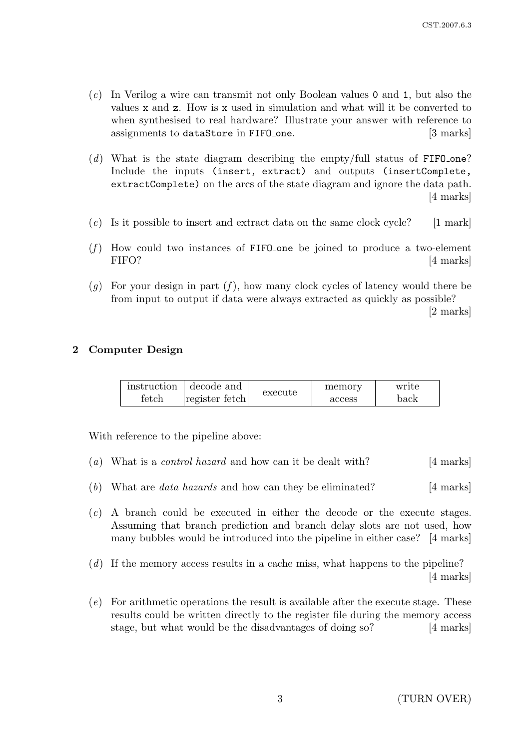(*c*) In Verilog a wire can transmit not only Boolean values `0` and `1`, but also the values `x` and `z`. How is `x` used in simulation and what will it be converted to when synthesised to real hardware? Illustrate your answer with reference to assignments to `dataStore` in `FIFO_one`. [3 marks]

(*d*) What is the state diagram describing the empty/full status of `FIFO_one`? Include the inputs `(insert, extract)` and outputs `(insertComplete, extractComplete)` on the arcs of the state diagram and ignore the data path. [4 marks]

(*e*) Is it possible to insert and extract data on the same clock cycle? [1 mark]

(*f*) How could two instances of `FIFO_one` be joined to produce a two-element FIFO? [4 marks]

(*g*) For your design in part (*f*), how many clock cycles of latency would there be from input to output if data were always extracted as quickly as possible? [2 marks]

## 2 Computer Design

| instruction fetch | decode and register fetch | execute | memory access | write back |
|---|---|---|---|---|

With reference to the pipeline above:

(*a*) What is a *control hazard* and how can it be dealt with? [4 marks]

(*b*) What are *data hazards* and how can they be eliminated? [4 marks]

(*c*) A branch could be executed in either the decode or the execute stages. Assuming that branch prediction and branch delay slots are not used, how many bubbles would be introduced into the pipeline in either case? [4 marks]

(*d*) If the memory access results in a cache miss, what happens to the pipeline? [4 marks]

(*e*) For arithmetic operations the result is available after the execute stage. These results could be written directly to the register file during the memory access stage, but what would be the disadvantages of doing so? [4 marks]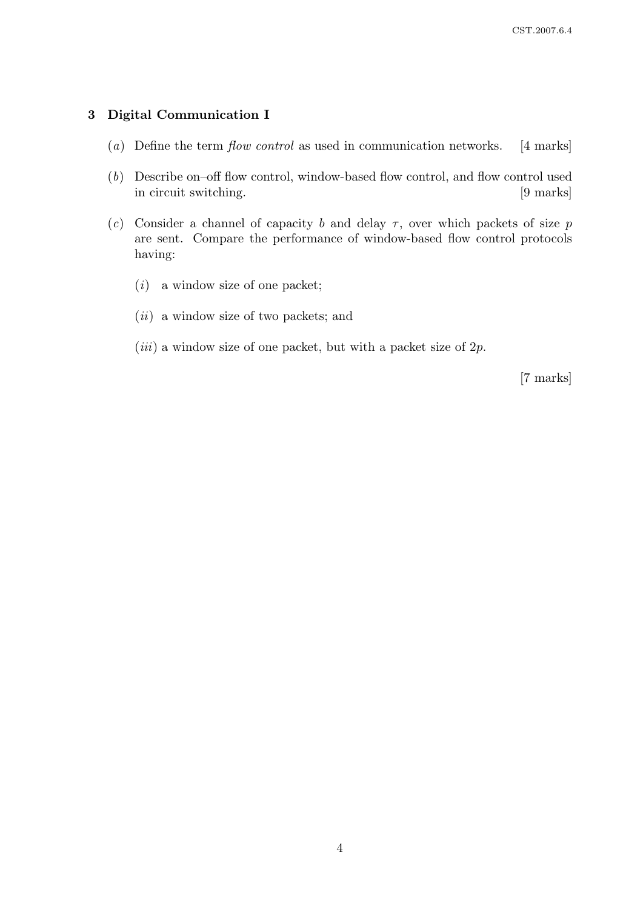## 3 Digital Communication I

(*a*) Define the term *flow control* as used in communication networks. [4 marks]

(*b*) Describe on–off flow control, window-based flow control, and flow control used in circuit switching. [9 marks]

(*c*) Consider a channel of capacity $b$ and delay $\tau$, over which packets of size $p$ are sent. Compare the performance of window-based flow control protocols having:

  (*i*) a window size of one packet;

  (*ii*) a window size of two packets; and

  (*iii*) a window size of one packet, but with a packet size of $2p$.

[7 marks]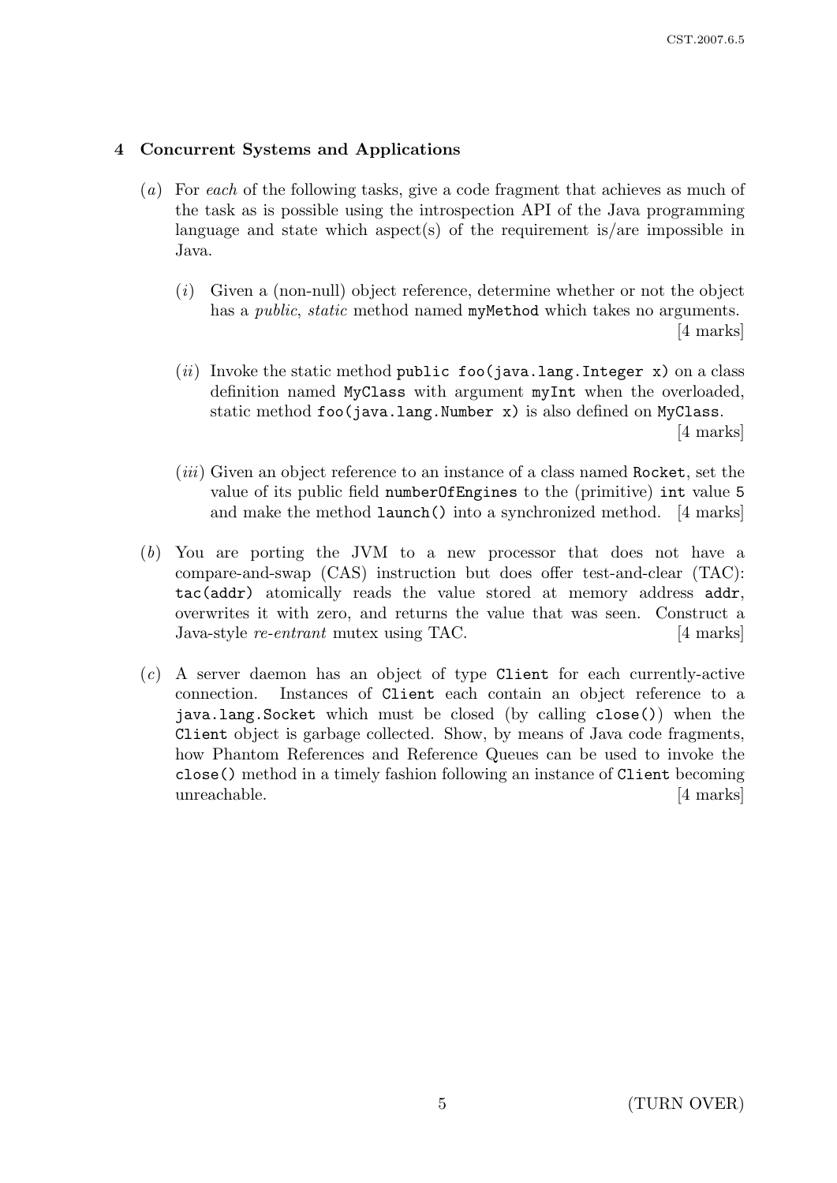## 4 Concurrent Systems and Applications

(*a*) For *each* of the following tasks, give a code fragment that achieves as much of the task as is possible using the introspection API of the Java programming language and state which aspect(s) of the requirement is/are impossible in Java.

(*i*) Given a (non-null) object reference, determine whether or not the object has a *public*, *static* method named `myMethod` which takes no arguments. [4 marks]

(*ii*) Invoke the static method `public foo(java.lang.Integer x)` on a class definition named `MyClass` with argument `myInt` when the overloaded, static method `foo(java.lang.Number x)` is also defined on `MyClass`. [4 marks]

(*iii*) Given an object reference to an instance of a class named `Rocket`, set the value of its public field `numberOfEngines` to the (primitive) `int` value `5` and make the method `launch()` into a synchronized method. [4 marks]

(*b*) You are porting the JVM to a new processor that does not have a compare-and-swap (CAS) instruction but does offer test-and-clear (TAC): `tac(addr)` atomically reads the value stored at memory address `addr`, overwrites it with zero, and returns the value that was seen. Construct a Java-style *re-entrant* mutex using TAC. [4 marks]

(*c*) A server daemon has an object of type `Client` for each currently-active connection. Instances of `Client` each contain an object reference to a `java.lang.Socket` which must be closed (by calling `close()`) when the `Client` object is garbage collected. Show, by means of Java code fragments, how Phantom References and Reference Queues can be used to invoke the `close()` method in a timely fashion following an instance of `Client` becoming unreachable. [4 marks]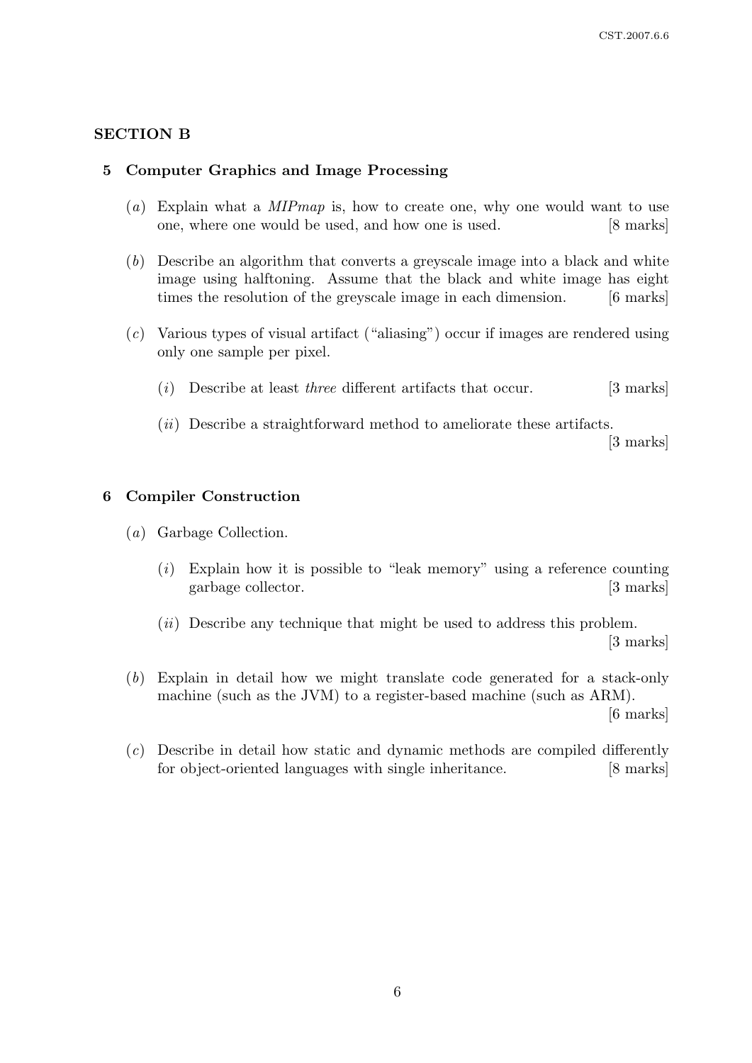## SECTION B

### 5 Computer Graphics and Image Processing

(*a*) Explain what a *MIPmap* is, how to create one, why one would want to use one, where one would be used, and how one is used. [8 marks]

(*b*) Describe an algorithm that converts a greyscale image into a black and white image using halftoning. Assume that the black and white image has eight times the resolution of the greyscale image in each dimension. [6 marks]

(*c*) Various types of visual artifact ("aliasing") occur if images are rendered using only one sample per pixel.

(*i*) Describe at least *three* different artifacts that occur. [3 marks]

(*ii*) Describe a straightforward method to ameliorate these artifacts. [3 marks]

### 6 Compiler Construction

(*a*) Garbage Collection.

(*i*) Explain how it is possible to "leak memory" using a reference counting garbage collector. [3 marks]

(*ii*) Describe any technique that might be used to address this problem. [3 marks]

(*b*) Explain in detail how we might translate code generated for a stack-only machine (such as the JVM) to a register-based machine (such as ARM). [6 marks]

(*c*) Describe in detail how static and dynamic methods are compiled differently for object-oriented languages with single inheritance. [8 marks]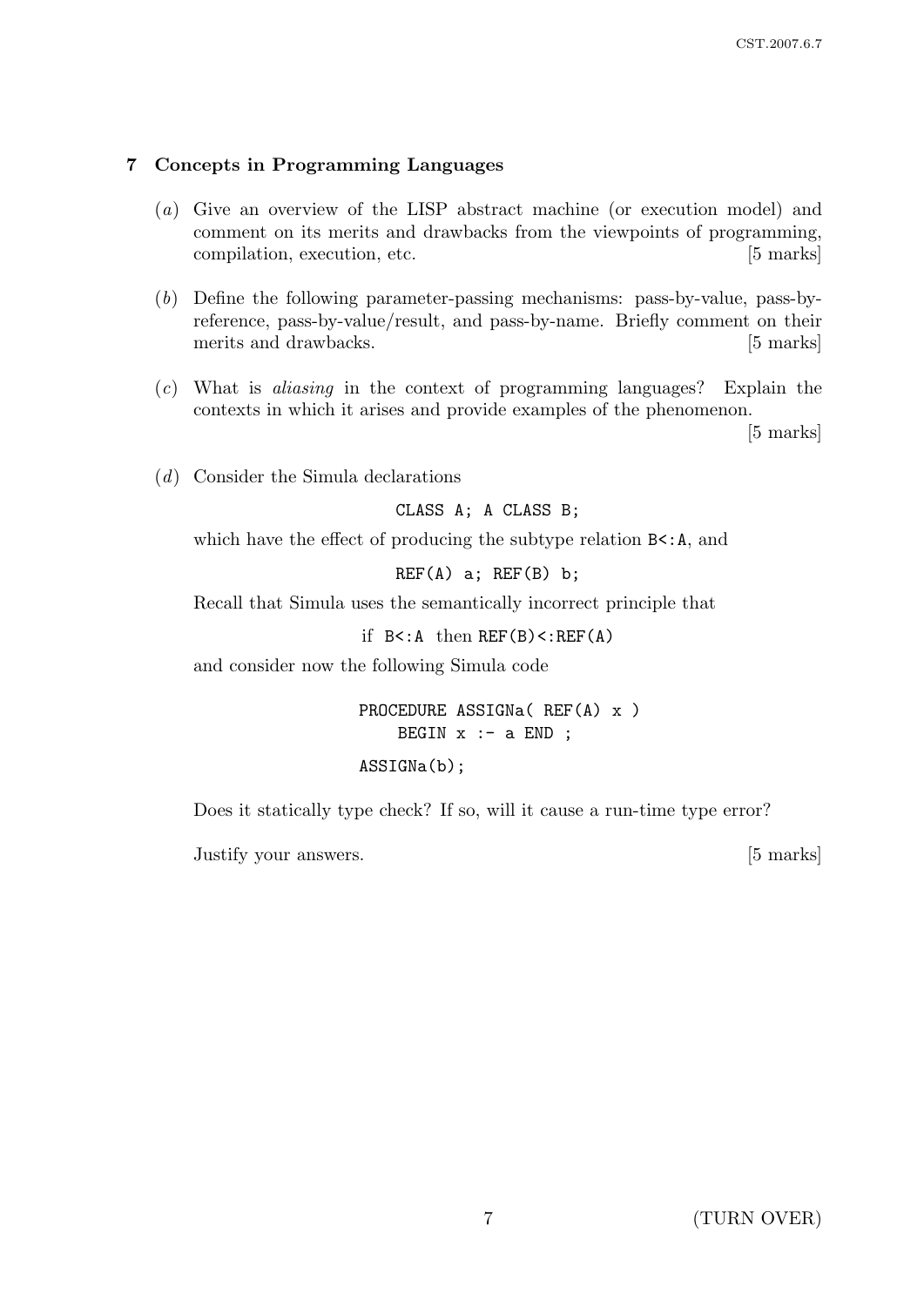## 7 Concepts in Programming Languages

(*a*) Give an overview of the LISP abstract machine (or execution model) and comment on its merits and drawbacks from the viewpoints of programming, compilation, execution, etc. [5 marks]

(*b*) Define the following parameter-passing mechanisms: pass-by-value, pass-by-reference, pass-by-value/result, and pass-by-name. Briefly comment on their merits and drawbacks. [5 marks]

(*c*) What is *aliasing* in the context of programming languages? Explain the contexts in which it arises and provide examples of the phenomenon. [5 marks]

(*d*) Consider the Simula declarations

```
CLASS A; A CLASS B;
```

which have the effect of producing the subtype relation `B<:A`, and

```
REF(A) a; REF(B) b;
```

Recall that Simula uses the semantically incorrect principle that

if `B<:A` then `REF(B)<:REF(A)`

and consider now the following Simula code

```
PROCEDURE ASSIGNa( REF(A) x )
    BEGIN x :- a END ;
ASSIGNa(b);
```

Does it statically type check? If so, will it cause a run-time type error?

Justify your answers. [5 marks]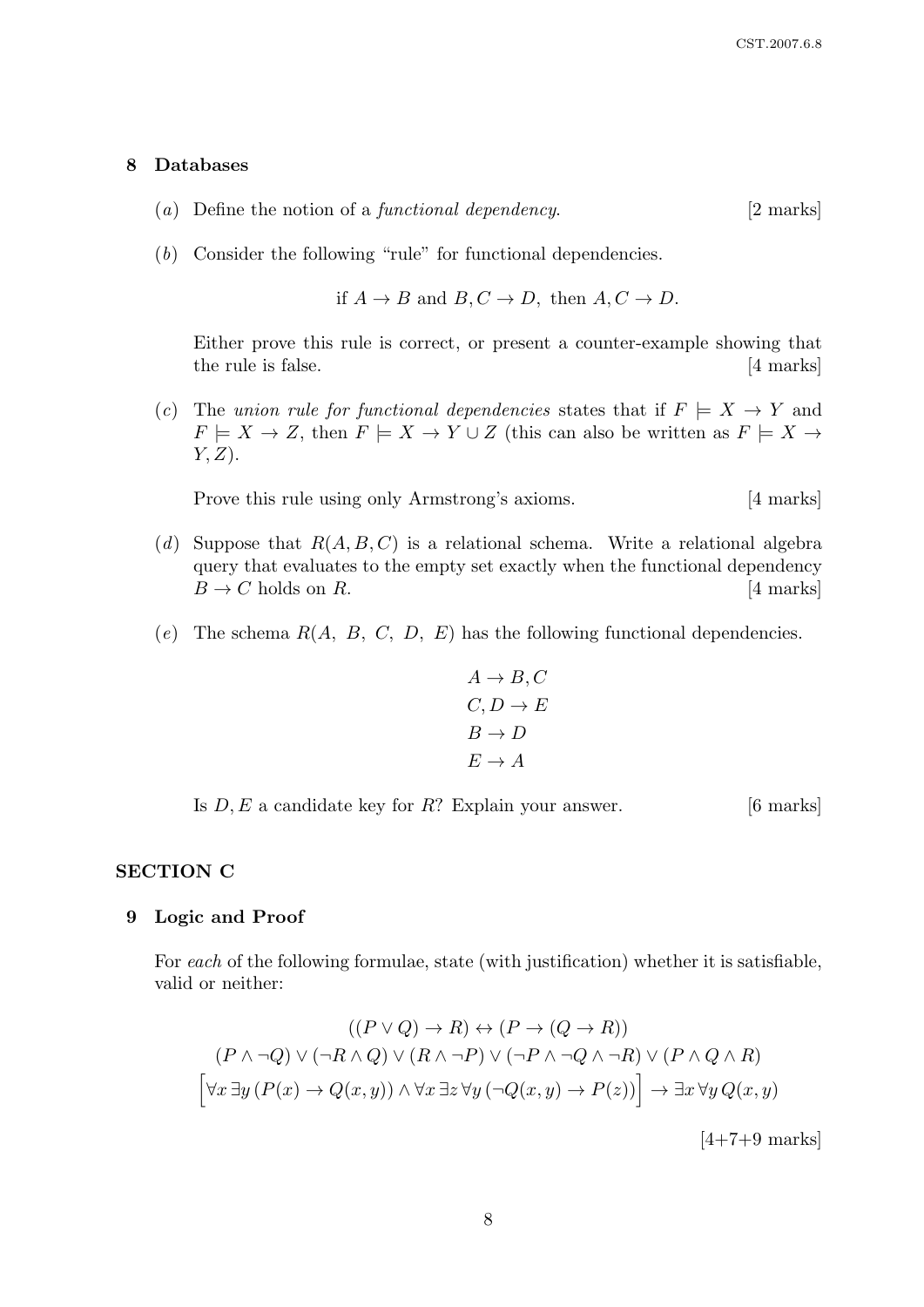## 8 Databases

(*a*) Define the notion of a *functional dependency*. [2 marks]

(*b*) Consider the following "rule" for functional dependencies.

$$\text{if } A \rightarrow B \text{ and } B, C \rightarrow D, \text{ then } A, C \rightarrow D.$$

Either prove this rule is correct, or present a counter-example showing that the rule is false. [4 marks]

(*c*) The *union rule for functional dependencies* states that if $F \models X \rightarrow Y$ and $F \models X \rightarrow Z$, then $F \models X \rightarrow Y \cup Z$ (this can also be written as $F \models X \rightarrow Y, Z$).

Prove this rule using only Armstrong's axioms. [4 marks]

(*d*) Suppose that $R(A, B, C)$ is a relational schema. Write a relational algebra query that evaluates to the empty set exactly when the functional dependency $B \rightarrow C$ holds on $R$. [4 marks]

(*e*) The schema $R(A,\ B,\ C,\ D,\ E)$ has the following functional dependencies.

$$A \rightarrow B, C$$
$$C, D \rightarrow E$$
$$B \rightarrow D$$
$$E \rightarrow A$$

Is $D, E$ a candidate key for $R$? Explain your answer. [6 marks]

# SECTION C

## 9 Logic and Proof

For *each* of the following formulae, state (with justification) whether it is satisfiable, valid or neither:

$$((P \vee Q) \rightarrow R) \leftrightarrow (P \rightarrow (Q \rightarrow R))$$
$$(P \wedge \neg Q) \vee (\neg R \wedge Q) \vee (R \wedge \neg P) \vee (\neg P \wedge \neg Q \wedge \neg R) \vee (P \wedge Q \wedge R)$$
$$\Big[\forall x\, \exists y\, (P(x) \rightarrow Q(x, y)) \wedge \forall x\, \exists z\, \forall y\, (\neg Q(x, y) \rightarrow P(z))\Big] \rightarrow \exists x\, \forall y\, Q(x, y)$$

[4+7+9 marks]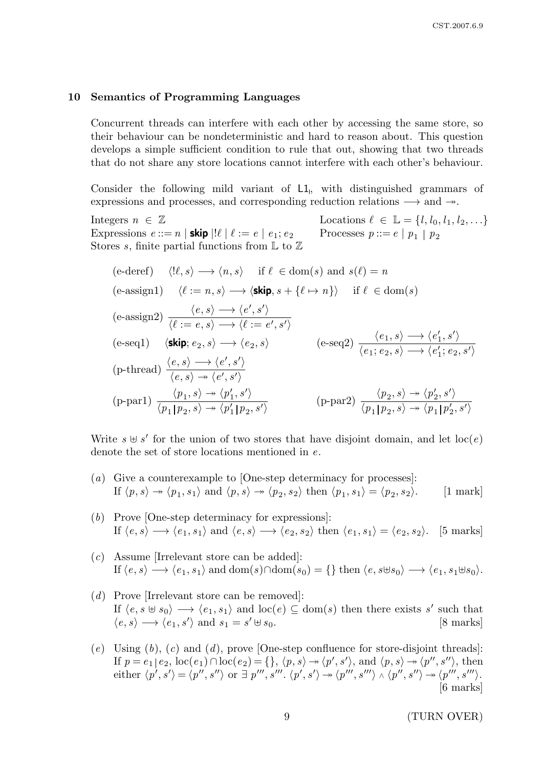## 10 Semantics of Programming Languages

Concurrent threads can interfere with each other by accessing the same store, so their behaviour can be nondeterministic and hard to reason about. This question develops a simple sufficient condition to rule that out, showing that two threads that do not share any store locations cannot interfere with each other's behaviour.

Consider the following mild variant of $\mathsf{L1}_{|}$, with distinguished grammars of expressions and processes, and corresponding reduction relations $\longrightarrow$ and $\twoheadrightarrow$.

Integers $n \in \mathbb{Z}$

Locations $\ell \in \mathbb{L} = \{l, l_0, l_1, l_2, \ldots\}$

Expressions $e ::= n \mid \textbf{skip} \mid !\ell \mid \ell := e \mid e_1; e_2$

Processes $p ::= e \mid p_1 \mid p_2$

Stores $s$, finite partial functions from $\mathbb{L}$ to $\mathbb{Z}$

(e-deref) $\quad \langle !\ell, s\rangle \longrightarrow \langle n, s\rangle \quad$ if $\ell \in \mathrm{dom}(s)$ and $s(\ell) = n$

(e-assign1) $\quad \langle \ell := n, s\rangle \longrightarrow \langle \textbf{skip}, s + \{\ell \mapsto n\}\rangle \quad$ if $\ell \in \mathrm{dom}(s)$

(e-assign2) $\quad \dfrac{\langle e, s\rangle \longrightarrow \langle e', s'\rangle}{\langle \ell := e, s\rangle \longrightarrow \langle \ell := e', s'\rangle}$

(e-seq1) $\quad \langle \textbf{skip}; e_2, s\rangle \longrightarrow \langle e_2, s\rangle$

(e-seq2) $\quad \dfrac{\langle e_1, s\rangle \longrightarrow \langle e_1', s'\rangle}{\langle e_1; e_2, s\rangle \longrightarrow \langle e_1'; e_2, s'\rangle}$

(p-thread) $\quad \dfrac{\langle e, s\rangle \longrightarrow \langle e', s'\rangle}{\langle e, s\rangle \twoheadrightarrow \langle e', s'\rangle}$

(p-par1) $\quad \dfrac{\langle p_1, s\rangle \twoheadrightarrow \langle p_1', s'\rangle}{\langle p_1 | p_2, s\rangle \twoheadrightarrow \langle p_1' | p_2, s'\rangle}$

(p-par2) $\quad \dfrac{\langle p_2, s\rangle \twoheadrightarrow \langle p_2', s'\rangle}{\langle p_1 | p_2, s\rangle \twoheadrightarrow \langle p_1 | p_2', s'\rangle}$

Write $s \uplus s'$ for the union of two stores that have disjoint domain, and let $\mathrm{loc}(e)$ denote the set of store locations mentioned in $e$.

(*a*) Give a counterexample to [One-step determinacy for processes]: If $\langle p, s\rangle \twoheadrightarrow \langle p_1, s_1\rangle$ and $\langle p, s\rangle \twoheadrightarrow \langle p_2, s_2\rangle$ then $\langle p_1, s_1\rangle = \langle p_2, s_2\rangle$. [1 mark]

(*b*) Prove [One-step determinacy for expressions]: If $\langle e, s\rangle \longrightarrow \langle e_1, s_1\rangle$ and $\langle e, s\rangle \longrightarrow \langle e_2, s_2\rangle$ then $\langle e_1, s_1\rangle = \langle e_2, s_2\rangle$. [5 marks]

(*c*) Assume [Irrelevant store can be added]: If $\langle e, s\rangle \longrightarrow \langle e_1, s_1\rangle$ and $\mathrm{dom}(s) \cap \mathrm{dom}(s_0) = \{\}$ then $\langle e, s \uplus s_0\rangle \longrightarrow \langle e_1, s_1 \uplus s_0\rangle$.

(*d*) Prove [Irrelevant store can be removed]: If $\langle e, s \uplus s_0\rangle \longrightarrow \langle e_1, s_1\rangle$ and $\mathrm{loc}(e) \subseteq \mathrm{dom}(s)$ then there exists $s'$ such that $\langle e, s\rangle \longrightarrow \langle e_1, s'\rangle$ and $s_1 = s' \uplus s_0$. [8 marks]

(*e*) Using (*b*), (*c*) and (*d*), prove [One-step confluence for store-disjoint threads]: If $p = e_1 | e_2$, $\mathrm{loc}(e_1) \cap \mathrm{loc}(e_2) = \{\}$, $\langle p, s\rangle \twoheadrightarrow \langle p', s'\rangle$, and $\langle p, s\rangle \twoheadrightarrow \langle p'', s''\rangle$, then either $\langle p', s'\rangle = \langle p'', s''\rangle$ or $\exists\, p''', s'''.\ \langle p', s'\rangle \twoheadrightarrow \langle p''', s'''\rangle \wedge \langle p'', s''\rangle \twoheadrightarrow \langle p''', s'''\rangle$. [6 marks]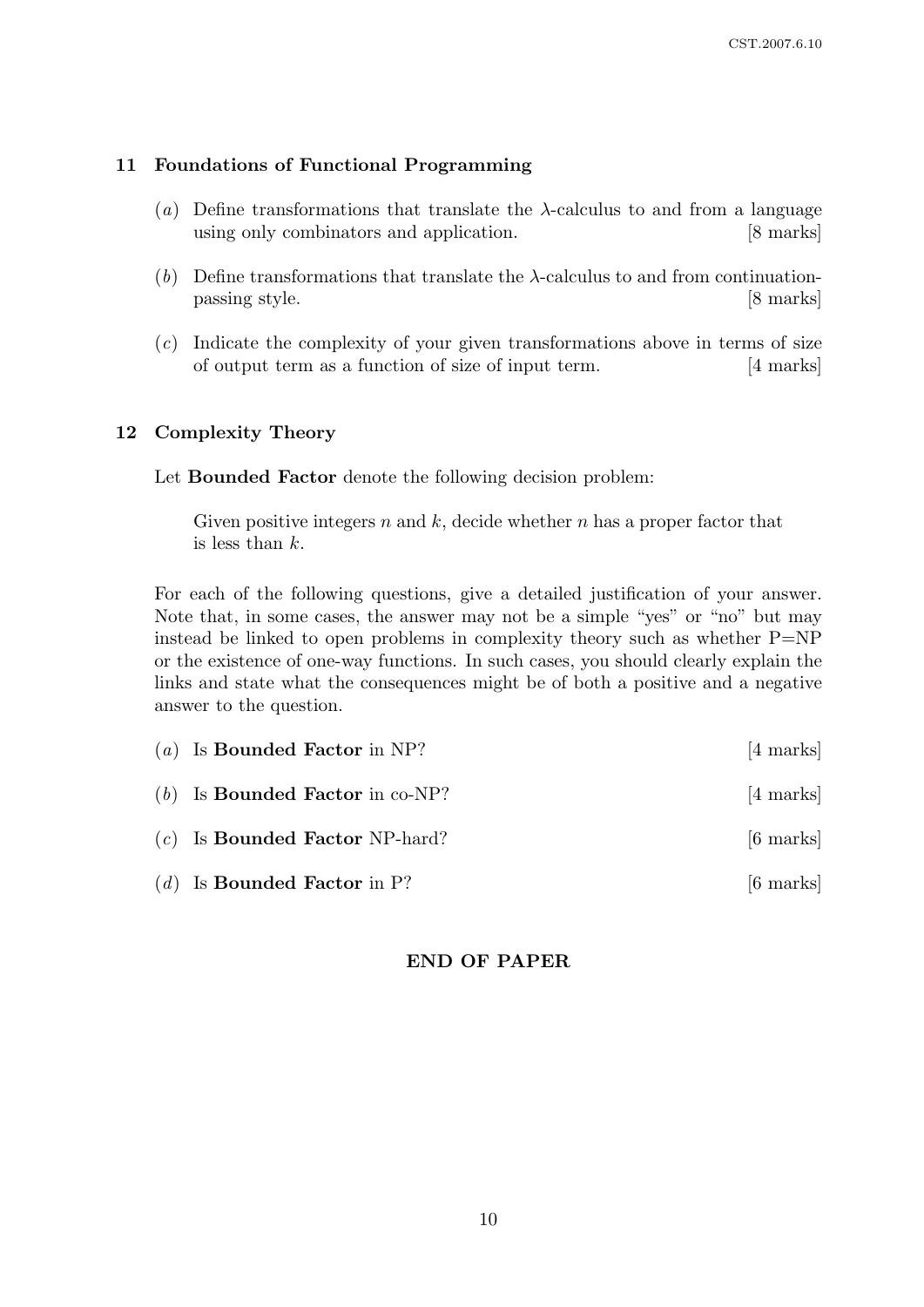## 11 Foundations of Functional Programming

(*a*) Define transformations that translate the $\lambda$-calculus to and from a language using only combinators and application. [8 marks]

(*b*) Define transformations that translate the $\lambda$-calculus to and from continuation-passing style. [8 marks]

(*c*) Indicate the complexity of your given transformations above in terms of size of output term as a function of size of input term. [4 marks]

## 12 Complexity Theory

Let **Bounded Factor** denote the following decision problem:

> Given positive integers $n$ and $k$, decide whether $n$ has a proper factor that is less than $k$.

For each of the following questions, give a detailed justification of your answer. Note that, in some cases, the answer may not be a simple "yes" or "no" but may instead be linked to open problems in complexity theory such as whether P=NP or the existence of one-way functions. In such cases, you should clearly explain the links and state what the consequences might be of both a positive and a negative answer to the question.

(*a*) Is **Bounded Factor** in NP? [4 marks]

(*b*) Is **Bounded Factor** in co-NP? [4 marks]

(*c*) Is **Bounded Factor** NP-hard? [6 marks]

(*d*) Is **Bounded Factor** in P? [6 marks]

**END OF PAPER**